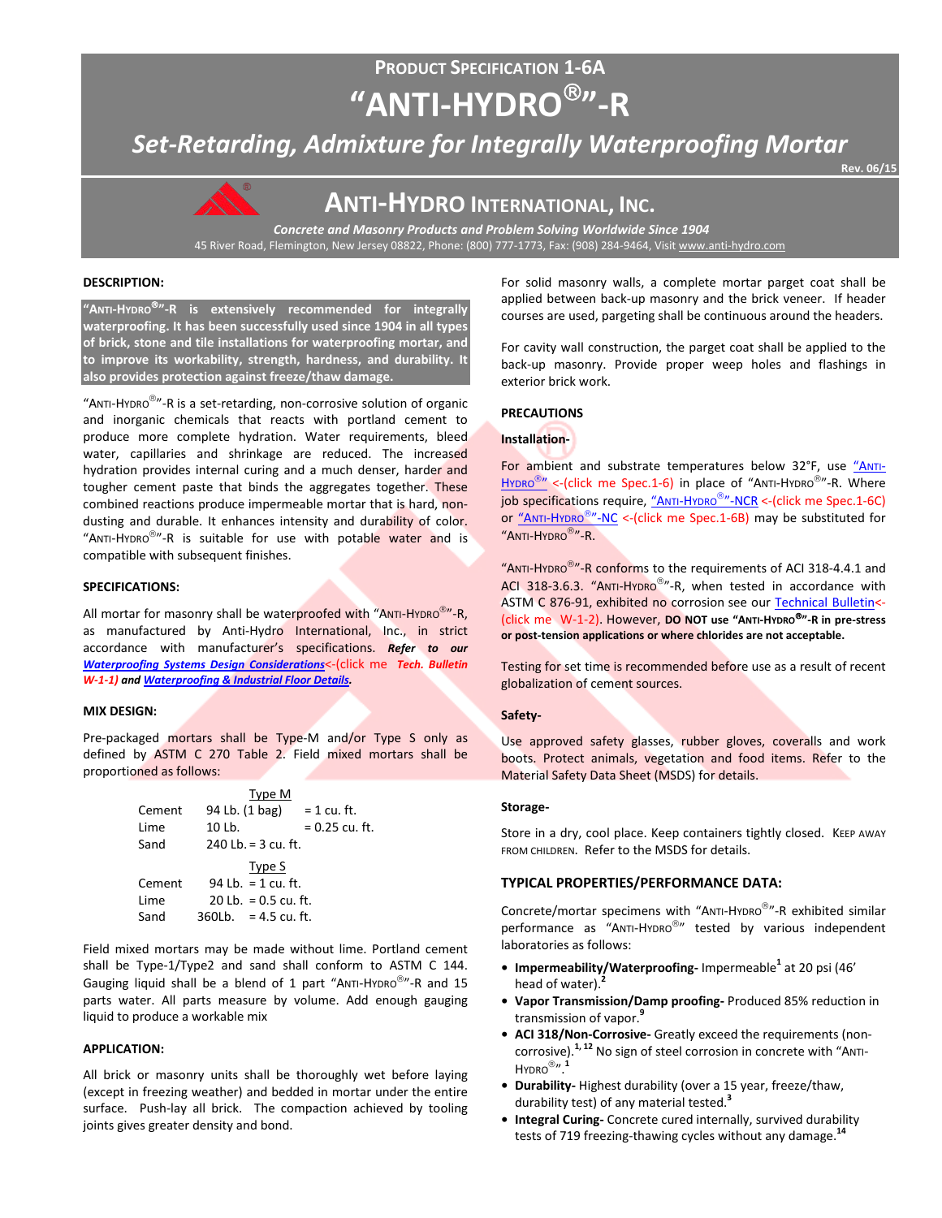# PRODUCT SPECIFICATION 1-6A

# "ANTI-HYDRO®"-R

## *Set-Retarding, Admixture for Integrally Waterproofing Mortar*

Rev. 06/15

## ANTI-HYDRO INTERNATIONAL, INC.

*Concrete and Masonry Products and Problem Solving Worldwide Since 1904*

45 River Road, Flemington, New Jersey 08822, Phone: (800) 777-1773, Fax: (908) 284-9464, Visit www.anti-hydro.com

### DESCRIPTION:

**"ANTI-HYDRO®"-R is extensively recommended for integrally waterproofing. It has been successfully used since 1904 in all types of brick, stone and tile installations for waterproofing mortar, and to improve its workability, strength, hardness, and durability. It also provides protection against freeze/thaw damage.**

"ANTI-HYDRO®"-R is a set-retarding, non-corrosive solution of organic and inorganic chemicals that reacts with portland cement to produce more complete hydration. Water requirements, bleed water, capillaries and shrinkage are reduced. The increased hydration provides internal curing and a much denser, harder and tougher cement paste that binds the aggregates together. These combined reactions produce impermeable mortar that is hard, non-dusting and durable. It enhances intensity and durability of color. "ANTI-HYDRO®"-R is suitable for use with potable water and is compatible with subsequent finishes.

### SPECIFICATIONS:

All mortar for masonry shall be waterproofed with "ANTI-HYDRO®"-R, as manufactured by Anti-Hydro International, Inc., in strict accordance with manufacturer's specifications. ***Refer to our Waterproofing Systems Design Considerations<-(click me Tech. Bulletin W-1-1) and Waterproofing & Industrial Floor Details.***

### MIX DESIGN:

Pre-packaged mortars shall be Type-M and/or Type S only as defined by ASTM C 270 Table 2. Field mixed mortars shall be proportioned as follows:

| | Type M | |
|---|---|---|
| Cement | 94 Lb. (1 bag) | = 1 cu. ft. |
| Lime | 10 Lb. | = 0.25 cu. ft. |
| Sand | 240 Lb. = 3 cu. ft. | |

| | Type S | |
|---|---|---|
| Cement | 94 Lb. | = 1 cu. ft. |
| Lime | 20 Lb. | = 0.5 cu. ft. |
| Sand | 360Lb. | = 4.5 cu. ft. |

Field mixed mortars may be made without lime. Portland cement shall be Type-1/Type2 and sand shall conform to ASTM C 144. Gauging liquid shall be a blend of 1 part "ANTI-HYDRO®"-R and 15 parts water. All parts measure by volume. Add enough gauging liquid to produce a workable mix

### APPLICATION:

All brick or masonry units shall be thoroughly wet before laying (except in freezing weather) and bedded in mortar under the entire surface. Push-lay all brick. The compaction achieved by tooling joints gives greater density and bond.

For solid masonry walls, a complete mortar parget coat shall be applied between back-up masonry and the brick veneer. If header courses are used, pargeting shall be continuous around the headers.

For cavity wall construction, the parget coat shall be applied to the back-up masonry. Provide proper weep holes and flashings in exterior brick work.

### PRECAUTIONS

**Installation-**

For ambient and substrate temperatures below 32°F, use "ANTI-HYDRO®" <-(click me Spec.1-6) in place of "ANTI-HYDRO®"-R. Where job specifications require, "ANTI-HYDRO®"-NCR <-(click me Spec.1-6C) or "ANTI-HYDRO®"-NC <-(click me Spec.1-6B) may be substituted for "ANTI-HYDRO®"-R.

"ANTI-HYDRO®"-R conforms to the requirements of ACI 318-4.4.1 and ACI 318-3.6.3. "ANTI-HYDRO®"-R, when tested in accordance with ASTM C 876-91, exhibited no corrosion see our Technical Bulletin<-(click me W-1-2). However, **DO NOT use "ANTI-HYDRO®"-R in pre-stress or post-tension applications or where chlorides are not acceptable.**

Testing for set time is recommended before use as a result of recent globalization of cement sources.

**Safety-**

Use approved safety glasses, rubber gloves, coveralls and work boots. Protect animals, vegetation and food items. Refer to the Material Safety Data Sheet (MSDS) for details.

**Storage-**

Store in a dry, cool place. Keep containers tightly closed. KEEP AWAY FROM CHILDREN. Refer to the MSDS for details.

### TYPICAL PROPERTIES/PERFORMANCE DATA:

Concrete/mortar specimens with "ANTI-HYDRO®"-R exhibited similar performance as "ANTI-HYDRO®" tested by various independent laboratories as follows:

- **Impermeability/Waterproofing-** Impermeable[1] at 20 psi (46' head of water).[2]
- **Vapor Transmission/Damp proofing-** Produced 85% reduction in transmission of vapor.[9]
- **ACI 318/Non-Corrosive-** Greatly exceed the requirements (non-corrosive).[1, 12] No sign of steel corrosion in concrete with "ANTI-HYDRO®".[1]
- **Durability-** Highest durability (over a 15 year, freeze/thaw, durability test) of any material tested.[3]
- **Integral Curing-** Concrete cured internally, survived durability tests of 719 freezing-thawing cycles without any damage.[14]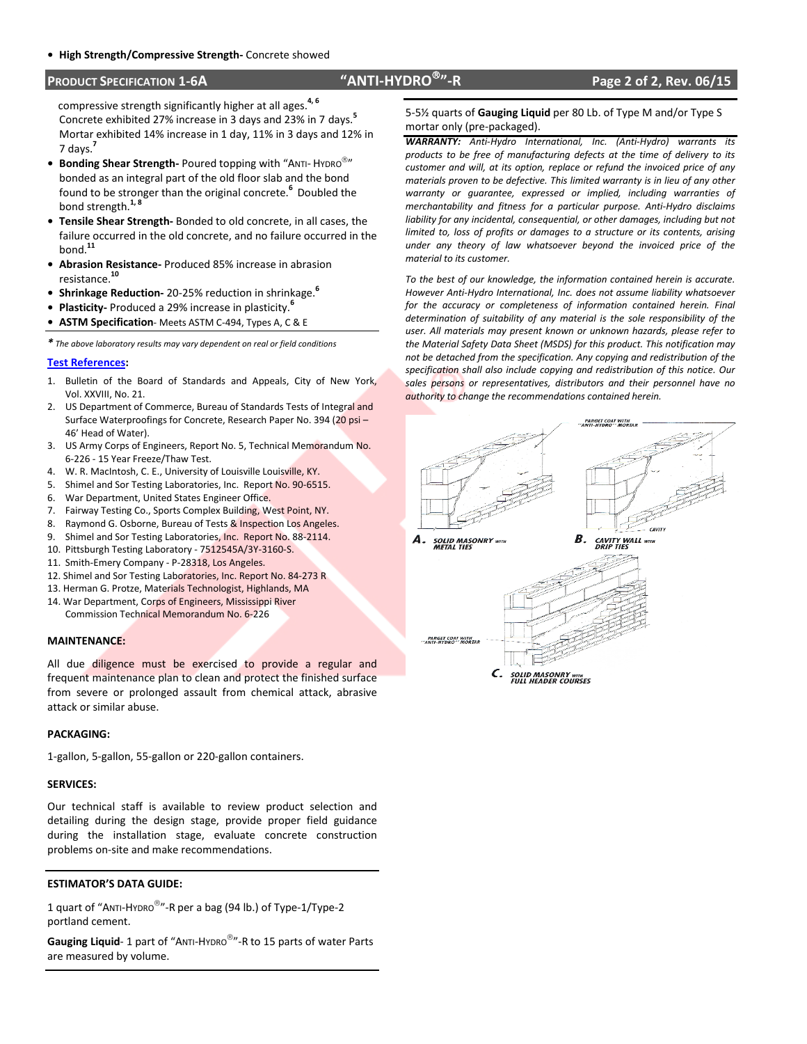- **High Strength/Compressive Strength-** Concrete showed compressive strength significantly higher at all ages.[4, 6] Concrete exhibited 27% increase in 3 days and 23% in 7 days.[5] Mortar exhibited 14% increase in 1 day, 11% in 3 days and 12% in 7 days.[7]
- **Bonding Shear Strength-** Poured topping with "ANTI- HYDRO®" bonded as an integral part of the old floor slab and the bond found to be stronger than the original concrete.[6] Doubled the bond strength.[1, 8]
- **Tensile Shear Strength-** Bonded to old concrete, in all cases, the failure occurred in the old concrete, and no failure occurred in the bond.[11]
- **Abrasion Resistance-** Produced 85% increase in abrasion resistance.[10]
- **Shrinkage Reduction-** 20-25% reduction in shrinkage.[6]
- **Plasticity-** Produced a 29% increase in plasticity.[6]
- **ASTM Specification**- Meets ASTM C-494, Types A, C & E

*\* The above laboratory results may vary dependent on real or field conditions*

**Test References:**

1. Bulletin of the Board of Standards and Appeals, City of New York, Vol. XXVIII, No. 21.
2. US Department of Commerce, Bureau of Standards Tests of Integral and Surface Waterproofings for Concrete, Research Paper No. 394 (20 psi – 46' Head of Water).
3. US Army Corps of Engineers, Report No. 5, Technical Memorandum No. 6-226 - 15 Year Freeze/Thaw Test.
4. W. R. MacIntosh, C. E., University of Louisville Louisville, KY.
5. Shimel and Sor Testing Laboratories, Inc. Report No. 90-6515.
6. War Department, United States Engineer Office.
7. Fairway Testing Co., Sports Complex Building, West Point, NY.
8. Raymond G. Osborne, Bureau of Tests & Inspection Los Angeles.
9. Shimel and Sor Testing Laboratories, Inc. Report No. 88-2114.
10. Pittsburgh Testing Laboratory - 7512545A/3Y-3160-S.
11. Smith-Emery Company - P-28318, Los Angeles.
12. Shimel and Sor Testing Laboratories, Inc. Report No. 84-273 R
13. Herman G. Protze, Materials Technologist, Highlands, MA
14. War Department, Corps of Engineers, Mississippi River Commission Technical Memorandum No. 6-226

## MAINTENANCE:

All due diligence must be exercised to provide a regular and frequent maintenance plan to clean and protect the finished surface from severe or prolonged assault from chemical attack, abrasive attack or similar abuse.

## PACKAGING:

1-gallon, 5-gallon, 55-gallon or 220-gallon containers.

## SERVICES:

Our technical staff is available to review product selection and detailing during the design stage, provide proper field guidance during the installation stage, evaluate concrete construction problems on-site and make recommendations.

## ESTIMATOR'S DATA GUIDE:

1 quart of "ANTI-HYDRO®"-R per a bag (94 lb.) of Type-1/Type-2 portland cement.

**Gauging Liquid**- 1 part of "ANTI-HYDRO®"-R to 15 parts of water Parts are measured by volume.

5-5½ quarts of **Gauging Liquid** per 80 Lb. of Type M and/or Type S mortar only (pre-packaged).

***WARRANTY:*** *Anti-Hydro International, Inc. (Anti-Hydro) warrants its products to be free of manufacturing defects at the time of delivery to its customer and will, at its option, replace or refund the invoiced price of any materials proven to be defective. This limited warranty is in lieu of any other warranty or guarantee, expressed or implied, including warranties of merchantability and fitness for a particular purpose. Anti-Hydro disclaims liability for any incidental, consequential, or other damages, including but not limited to, loss of profits or damages to a structure or its contents, arising under any theory of law whatsoever beyond the invoiced price of the material to its customer.*

*To the best of our knowledge, the information contained herein is accurate. However Anti-Hydro International, Inc. does not assume liability whatsoever for the accuracy or completeness of information contained herein. Final determination of suitability of any material is the sole responsibility of the user. All materials may present known or unknown hazards, please refer to the Material Safety Data Sheet (MSDS) for this product. This notification may not be detached from the specification. Any copying and redistribution of the specification shall also include copying and redistribution of this notice. Our sales persons or representatives, distributors and their personnel have no authority to change the recommendations contained herein.*

PARGET COAT WITH "ANTI-HYDRO" MORTAR

CAVITY

A. SOLID MASONRY WITH METAL TIES

B. CAVITY WALL WITH DRIP TIES

PARGET COAT WITH "ANTI-HYDRO" MORTAR

C. SOLID MASONRY WITH FULL HEADER COURSES